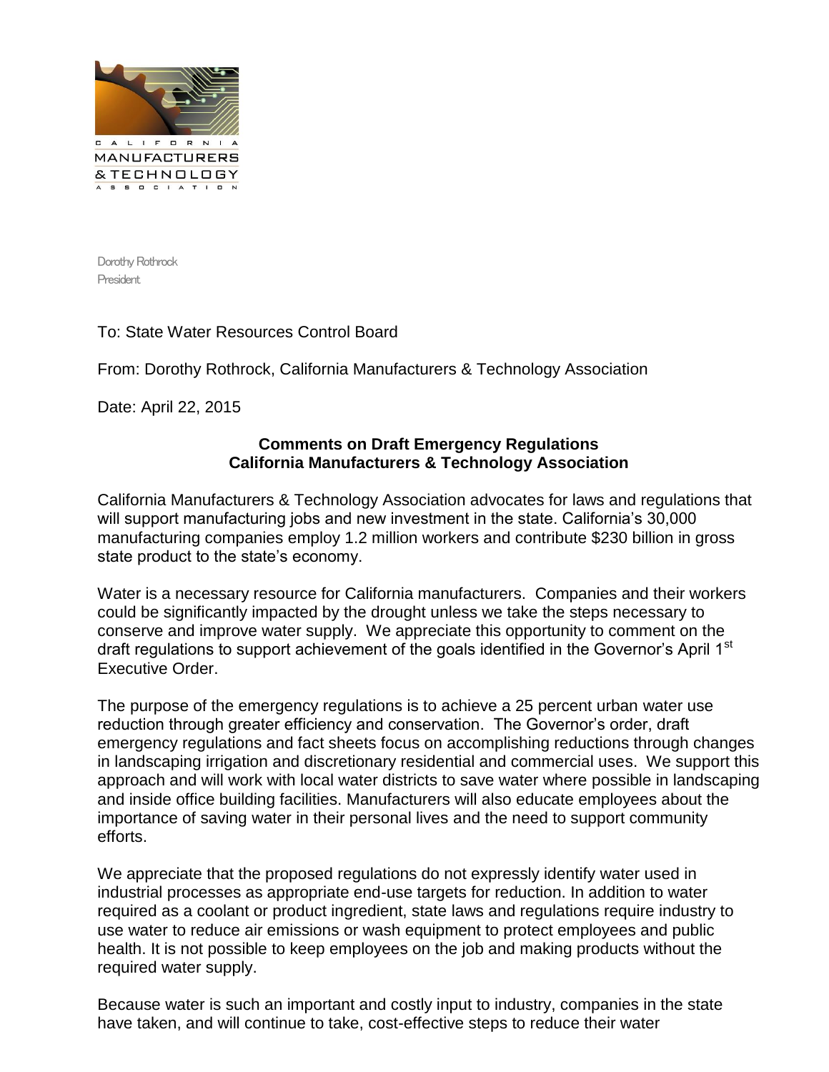CALIFORNIA MANUFACTURERS & TECHNOLOGY ASSOCIATION

Dorothy Rothrock
President

To: State Water Resources Control Board

From: Dorothy Rothrock, California Manufacturers & Technology Association

Date: April 22, 2015

**Comments on Draft Emergency Regulations**
**California Manufacturers & Technology Association**

California Manufacturers & Technology Association advocates for laws and regulations that will support manufacturing jobs and new investment in the state. California's 30,000 manufacturing companies employ 1.2 million workers and contribute $230 billion in gross state product to the state's economy.

Water is a necessary resource for California manufacturers. Companies and their workers could be significantly impacted by the drought unless we take the steps necessary to conserve and improve water supply. We appreciate this opportunity to comment on the draft regulations to support achievement of the goals identified in the Governor's April 1st Executive Order.

The purpose of the emergency regulations is to achieve a 25 percent urban water use reduction through greater efficiency and conservation. The Governor's order, draft emergency regulations and fact sheets focus on accomplishing reductions through changes in landscaping irrigation and discretionary residential and commercial uses. We support this approach and will work with local water districts to save water where possible in landscaping and inside office building facilities. Manufacturers will also educate employees about the importance of saving water in their personal lives and the need to support community efforts.

We appreciate that the proposed regulations do not expressly identify water used in industrial processes as appropriate end-use targets for reduction. In addition to water required as a coolant or product ingredient, state laws and regulations require industry to use water to reduce air emissions or wash equipment to protect employees and public health. It is not possible to keep employees on the job and making products without the required water supply.

Because water is such an important and costly input to industry, companies in the state have taken, and will continue to take, cost-effective steps to reduce their water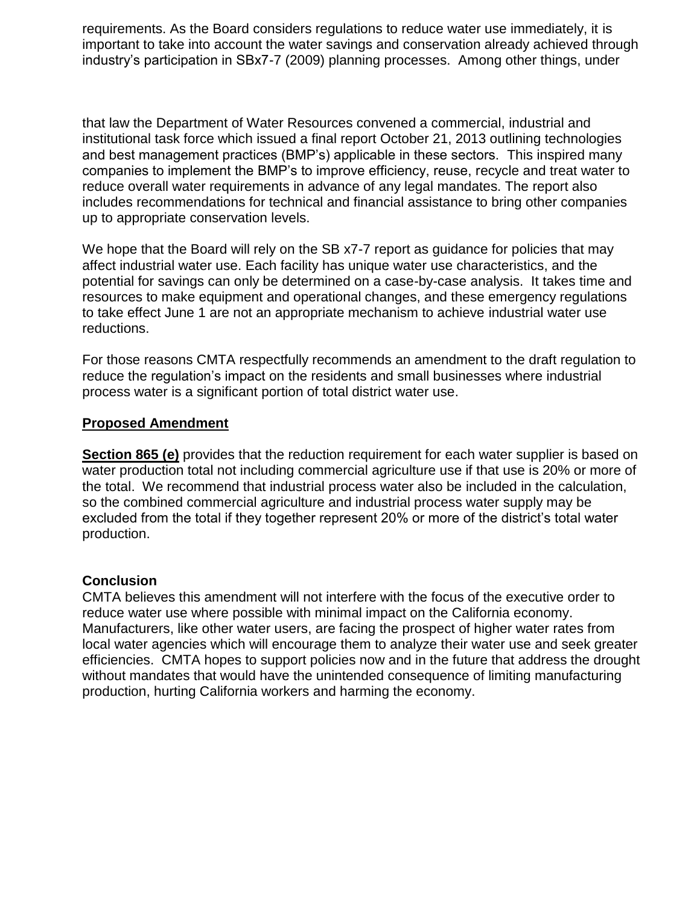requirements. As the Board considers regulations to reduce water use immediately, it is important to take into account the water savings and conservation already achieved through industry's participation in SBx7-7 (2009) planning processes. Among other things, under

that law the Department of Water Resources convened a commercial, industrial and institutional task force which issued a final report October 21, 2013 outlining technologies and best management practices (BMP's) applicable in these sectors. This inspired many companies to implement the BMP's to improve efficiency, reuse, recycle and treat water to reduce overall water requirements in advance of any legal mandates. The report also includes recommendations for technical and financial assistance to bring other companies up to appropriate conservation levels.

We hope that the Board will rely on the SB x7-7 report as guidance for policies that may affect industrial water use. Each facility has unique water use characteristics, and the potential for savings can only be determined on a case-by-case analysis. It takes time and resources to make equipment and operational changes, and these emergency regulations to take effect June 1 are not an appropriate mechanism to achieve industrial water use reductions.

For those reasons CMTA respectfully recommends an amendment to the draft regulation to reduce the regulation's impact on the residents and small businesses where industrial process water is a significant portion of total district water use.

## Proposed Amendment

**Section 865 (e)** provides that the reduction requirement for each water supplier is based on water production total not including commercial agriculture use if that use is 20% or more of the total. We recommend that industrial process water also be included in the calculation, so the combined commercial agriculture and industrial process water supply may be excluded from the total if they together represent 20% or more of the district's total water production.

## Conclusion

CMTA believes this amendment will not interfere with the focus of the executive order to reduce water use where possible with minimal impact on the California economy. Manufacturers, like other water users, are facing the prospect of higher water rates from local water agencies which will encourage them to analyze their water use and seek greater efficiencies. CMTA hopes to support policies now and in the future that address the drought without mandates that would have the unintended consequence of limiting manufacturing production, hurting California workers and harming the economy.